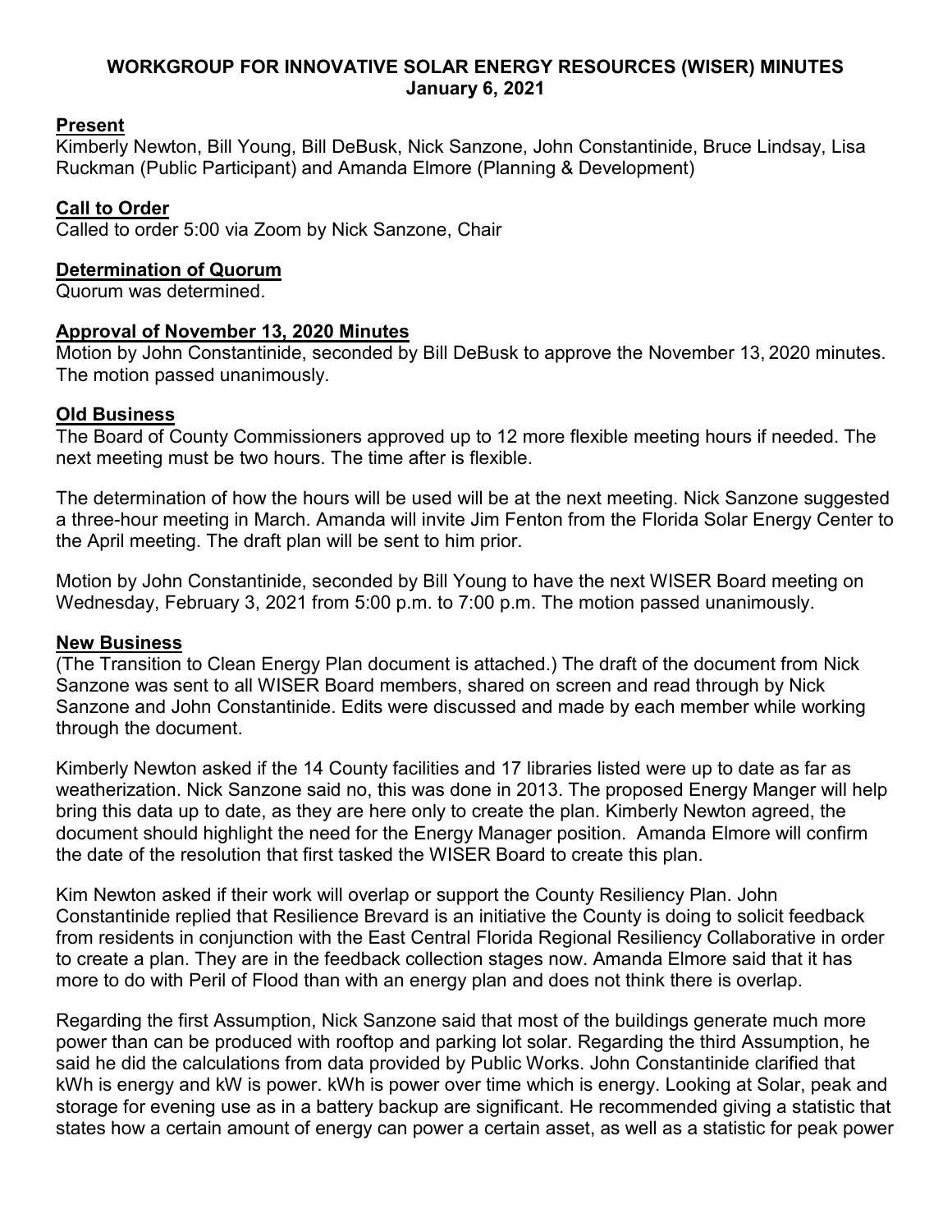# WORKGROUP FOR INNOVATIVE SOLAR ENERGY RESOURCES (WISER) MINUTES
**January 6, 2021**

## Present

Kimberly Newton, Bill Young, Bill DeBusk, Nick Sanzone, John Constantinide, Bruce Lindsay, Lisa Ruckman (Public Participant) and Amanda Elmore (Planning & Development)

## Call to Order

Called to order 5:00 via Zoom by Nick Sanzone, Chair

## Determination of Quorum

Quorum was determined.

## Approval of November 13, 2020 Minutes

Motion by John Constantinide, seconded by Bill DeBusk to approve the November 13, 2020 minutes. The motion passed unanimously.

## Old Business

The Board of County Commissioners approved up to 12 more flexible meeting hours if needed. The next meeting must be two hours. The time after is flexible.

The determination of how the hours will be used will be at the next meeting. Nick Sanzone suggested a three-hour meeting in March. Amanda will invite Jim Fenton from the Florida Solar Energy Center to the April meeting. The draft plan will be sent to him prior.

Motion by John Constantinide, seconded by Bill Young to have the next WISER Board meeting on Wednesday, February 3, 2021 from 5:00 p.m. to 7:00 p.m. The motion passed unanimously.

## New Business

(The Transition to Clean Energy Plan document is attached.) The draft of the document from Nick Sanzone was sent to all WISER Board members, shared on screen and read through by Nick Sanzone and John Constantinide. Edits were discussed and made by each member while working through the document.

Kimberly Newton asked if the 14 County facilities and 17 libraries listed were up to date as far as weatherization. Nick Sanzone said no, this was done in 2013. The proposed Energy Manger will help bring this data up to date, as they are here only to create the plan. Kimberly Newton agreed, the document should highlight the need for the Energy Manager position. Amanda Elmore will confirm the date of the resolution that first tasked the WISER Board to create this plan.

Kim Newton asked if their work will overlap or support the County Resiliency Plan. John Constantinide replied that Resilience Brevard is an initiative the County is doing to solicit feedback from residents in conjunction with the East Central Florida Regional Resiliency Collaborative in order to create a plan. They are in the feedback collection stages now. Amanda Elmore said that it has more to do with Peril of Flood than with an energy plan and does not think there is overlap.

Regarding the first Assumption, Nick Sanzone said that most of the buildings generate much more power than can be produced with rooftop and parking lot solar. Regarding the third Assumption, he said he did the calculations from data provided by Public Works. John Constantinide clarified that kWh is energy and kW is power. kWh is power over time which is energy. Looking at Solar, peak and storage for evening use as in a battery backup are significant. He recommended giving a statistic that states how a certain amount of energy can power a certain asset, as well as a statistic for peak power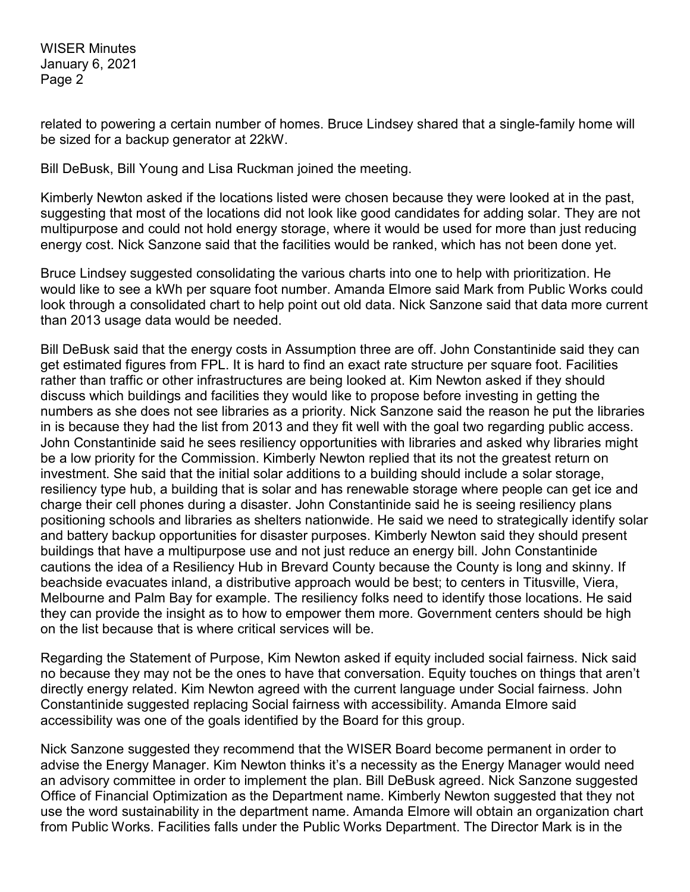related to powering a certain number of homes. Bruce Lindsey shared that a single-family home will be sized for a backup generator at 22kW.

Bill DeBusk, Bill Young and Lisa Ruckman joined the meeting.

Kimberly Newton asked if the locations listed were chosen because they were looked at in the past, suggesting that most of the locations did not look like good candidates for adding solar. They are not multipurpose and could not hold energy storage, where it would be used for more than just reducing energy cost. Nick Sanzone said that the facilities would be ranked, which has not been done yet.

Bruce Lindsey suggested consolidating the various charts into one to help with prioritization. He would like to see a kWh per square foot number. Amanda Elmore said Mark from Public Works could look through a consolidated chart to help point out old data. Nick Sanzone said that data more current than 2013 usage data would be needed.

Bill DeBusk said that the energy costs in Assumption three are off. John Constantinide said they can get estimated figures from FPL. It is hard to find an exact rate structure per square foot. Facilities rather than traffic or other infrastructures are being looked at. Kim Newton asked if they should discuss which buildings and facilities they would like to propose before investing in getting the numbers as she does not see libraries as a priority. Nick Sanzone said the reason he put the libraries in is because they had the list from 2013 and they fit well with the goal two regarding public access. John Constantinide said he sees resiliency opportunities with libraries and asked why libraries might be a low priority for the Commission. Kimberly Newton replied that its not the greatest return on investment. She said that the initial solar additions to a building should include a solar storage, resiliency type hub, a building that is solar and has renewable storage where people can get ice and charge their cell phones during a disaster. John Constantinide said he is seeing resiliency plans positioning schools and libraries as shelters nationwide. He said we need to strategically identify solar and battery backup opportunities for disaster purposes. Kimberly Newton said they should present buildings that have a multipurpose use and not just reduce an energy bill. John Constantinide cautions the idea of a Resiliency Hub in Brevard County because the County is long and skinny. If beachside evacuates inland, a distributive approach would be best; to centers in Titusville, Viera, Melbourne and Palm Bay for example. The resiliency folks need to identify those locations. He said they can provide the insight as to how to empower them more. Government centers should be high on the list because that is where critical services will be.

Regarding the Statement of Purpose, Kim Newton asked if equity included social fairness. Nick said no because they may not be the ones to have that conversation. Equity touches on things that aren't directly energy related. Kim Newton agreed with the current language under Social fairness. John Constantinide suggested replacing Social fairness with accessibility. Amanda Elmore said accessibility was one of the goals identified by the Board for this group.

Nick Sanzone suggested they recommend that the WISER Board become permanent in order to advise the Energy Manager. Kim Newton thinks it's a necessity as the Energy Manager would need an advisory committee in order to implement the plan. Bill DeBusk agreed. Nick Sanzone suggested Office of Financial Optimization as the Department name. Kimberly Newton suggested that they not use the word sustainability in the department name. Amanda Elmore will obtain an organization chart from Public Works. Facilities falls under the Public Works Department. The Director Mark is in the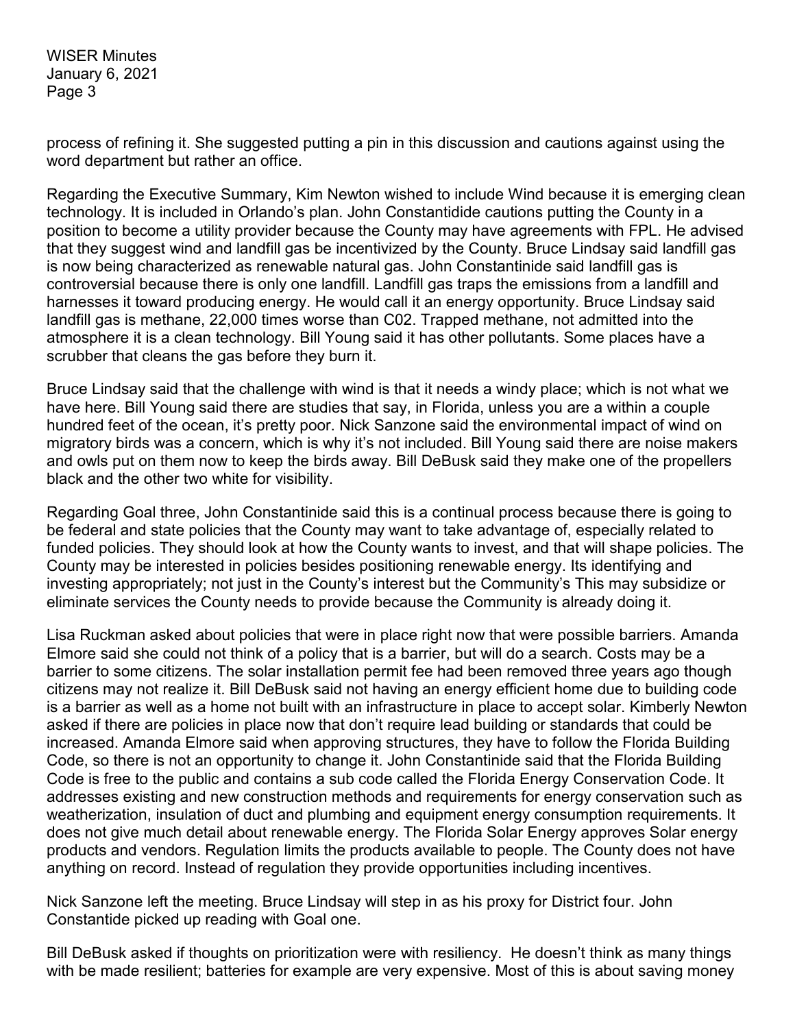process of refining it. She suggested putting a pin in this discussion and cautions against using the word department but rather an office.

Regarding the Executive Summary, Kim Newton wished to include Wind because it is emerging clean technology. It is included in Orlando's plan. John Constantidide cautions putting the County in a position to become a utility provider because the County may have agreements with FPL. He advised that they suggest wind and landfill gas be incentivized by the County. Bruce Lindsay said landfill gas is now being characterized as renewable natural gas. John Constantinide said landfill gas is controversial because there is only one landfill. Landfill gas traps the emissions from a landfill and harnesses it toward producing energy. He would call it an energy opportunity. Bruce Lindsay said landfill gas is methane, 22,000 times worse than C02. Trapped methane, not admitted into the atmosphere it is a clean technology. Bill Young said it has other pollutants. Some places have a scrubber that cleans the gas before they burn it.

Bruce Lindsay said that the challenge with wind is that it needs a windy place; which is not what we have here. Bill Young said there are studies that say, in Florida, unless you are a within a couple hundred feet of the ocean, it's pretty poor. Nick Sanzone said the environmental impact of wind on migratory birds was a concern, which is why it's not included. Bill Young said there are noise makers and owls put on them now to keep the birds away. Bill DeBusk said they make one of the propellers black and the other two white for visibility.

Regarding Goal three, John Constantinide said this is a continual process because there is going to be federal and state policies that the County may want to take advantage of, especially related to funded policies. They should look at how the County wants to invest, and that will shape policies. The County may be interested in policies besides positioning renewable energy. Its identifying and investing appropriately; not just in the County's interest but the Community's This may subsidize or eliminate services the County needs to provide because the Community is already doing it.

Lisa Ruckman asked about policies that were in place right now that were possible barriers. Amanda Elmore said she could not think of a policy that is a barrier, but will do a search. Costs may be a barrier to some citizens. The solar installation permit fee had been removed three years ago though citizens may not realize it. Bill DeBusk said not having an energy efficient home due to building code is a barrier as well as a home not built with an infrastructure in place to accept solar. Kimberly Newton asked if there are policies in place now that don't require lead building or standards that could be increased. Amanda Elmore said when approving structures, they have to follow the Florida Building Code, so there is not an opportunity to change it. John Constantinide said that the Florida Building Code is free to the public and contains a sub code called the Florida Energy Conservation Code. It addresses existing and new construction methods and requirements for energy conservation such as weatherization, insulation of duct and plumbing and equipment energy consumption requirements. It does not give much detail about renewable energy. The Florida Solar Energy approves Solar energy products and vendors. Regulation limits the products available to people. The County does not have anything on record. Instead of regulation they provide opportunities including incentives.

Nick Sanzone left the meeting. Bruce Lindsay will step in as his proxy for District four. John Constantide picked up reading with Goal one.

Bill DeBusk asked if thoughts on prioritization were with resiliency. He doesn't think as many things with be made resilient; batteries for example are very expensive. Most of this is about saving money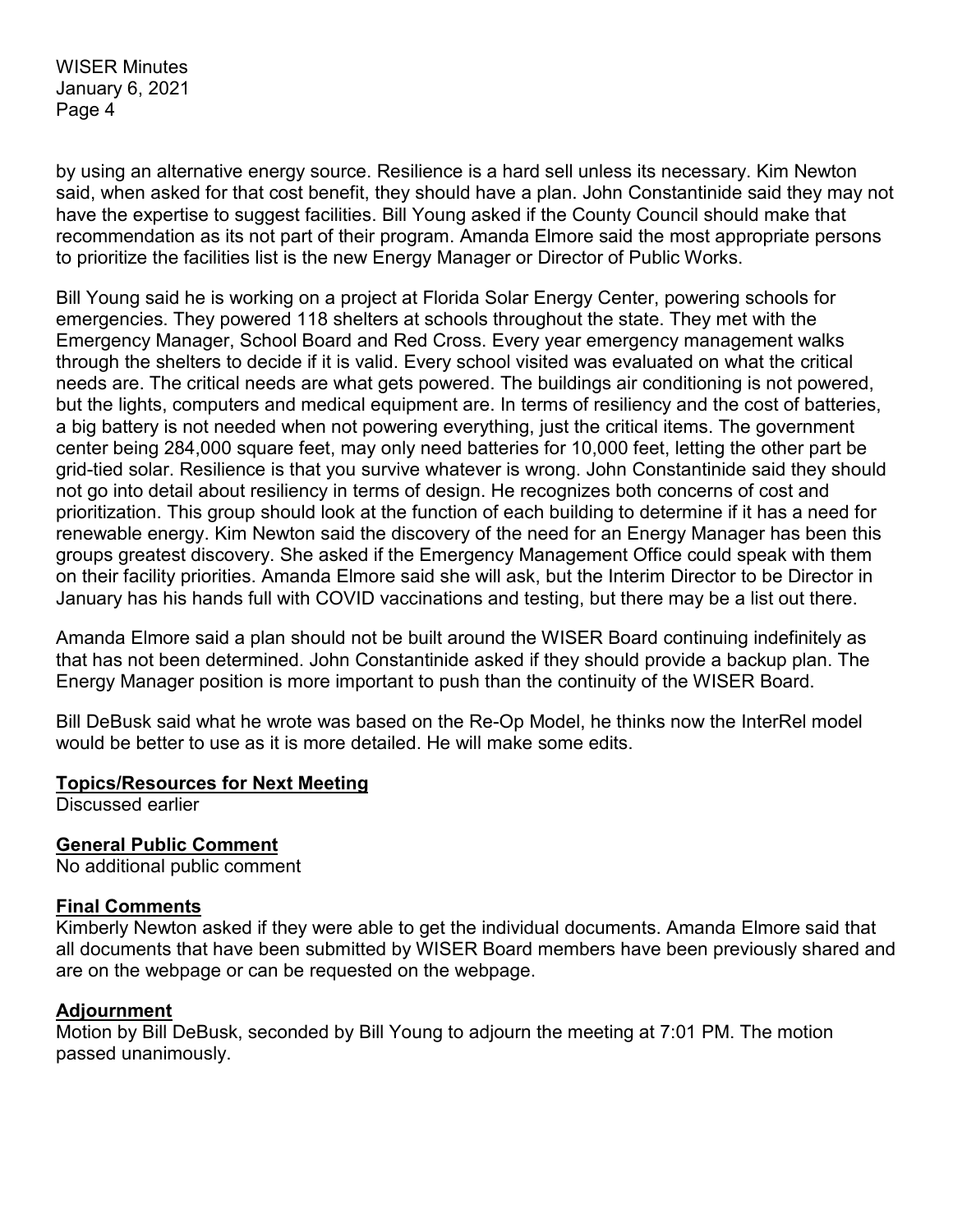by using an alternative energy source. Resilience is a hard sell unless its necessary. Kim Newton said, when asked for that cost benefit, they should have a plan. John Constantinide said they may not have the expertise to suggest facilities. Bill Young asked if the County Council should make that recommendation as its not part of their program. Amanda Elmore said the most appropriate persons to prioritize the facilities list is the new Energy Manager or Director of Public Works.

Bill Young said he is working on a project at Florida Solar Energy Center, powering schools for emergencies. They powered 118 shelters at schools throughout the state. They met with the Emergency Manager, School Board and Red Cross. Every year emergency management walks through the shelters to decide if it is valid. Every school visited was evaluated on what the critical needs are. The critical needs are what gets powered. The buildings air conditioning is not powered, but the lights, computers and medical equipment are. In terms of resiliency and the cost of batteries, a big battery is not needed when not powering everything, just the critical items. The government center being 284,000 square feet, may only need batteries for 10,000 feet, letting the other part be grid-tied solar. Resilience is that you survive whatever is wrong. John Constantinide said they should not go into detail about resiliency in terms of design. He recognizes both concerns of cost and prioritization. This group should look at the function of each building to determine if it has a need for renewable energy. Kim Newton said the discovery of the need for an Energy Manager has been this groups greatest discovery. She asked if the Emergency Management Office could speak with them on their facility priorities. Amanda Elmore said she will ask, but the Interim Director to be Director in January has his hands full with COVID vaccinations and testing, but there may be a list out there.

Amanda Elmore said a plan should not be built around the WISER Board continuing indefinitely as that has not been determined. John Constantinide asked if they should provide a backup plan. The Energy Manager position is more important to push than the continuity of the WISER Board.

Bill DeBusk said what he wrote was based on the Re-Op Model, he thinks now the InterRel model would be better to use as it is more detailed. He will make some edits.

**Topics/Resources for Next Meeting**
Discussed earlier

**General Public Comment**
No additional public comment

**Final Comments**
Kimberly Newton asked if they were able to get the individual documents. Amanda Elmore said that all documents that have been submitted by WISER Board members have been previously shared and are on the webpage or can be requested on the webpage.

**Adjournment**
Motion by Bill DeBusk, seconded by Bill Young to adjourn the meeting at 7:01 PM. The motion passed unanimously.